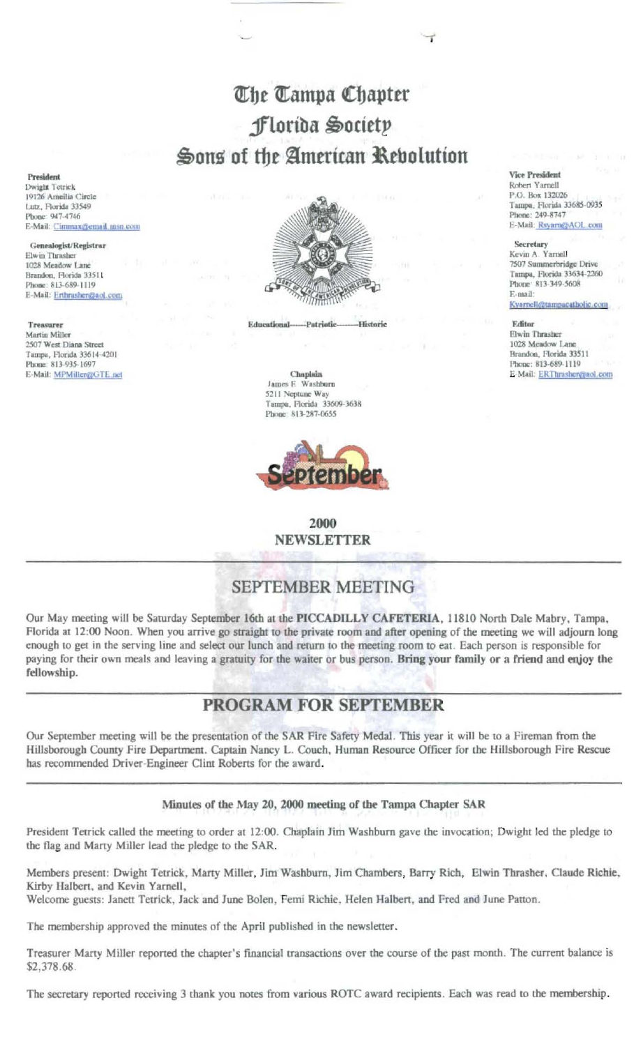# The Tampa Chapter
# Florida Society
# Sons of the American Revolution

**President**
Dwight Tetrick
19126 Ameilia Circle
Lutz, Florida 33549
Phone: 947-4746
E-Mail: Cimmax@email.msn.com

**Genealogist/Registrar**
Elwin Thrasher
1028 Meadow Lane
Brandon, Florida 33511
Phone: 813-689-1119
E-Mail: Erthrasher@aol.com

**Treasurer**
Martin Miller
2507 West Diana Street
Tampa, Florida 33614-4201
Phone: 813-935-1697
E-Mail: MPMiller@GTE.net

Educational------Patriotic-------Historic

**Chaplain**
James E. Washburn
5211 Neptune Way
Tampa, Florida 33609-3638
Phone: 813-287-0655

**Vice President**
Robert Yarnell
P.O. Box 132026
Tampa, Florida 33685-0935
Phone: 249-8747
E-Mail: Rsyarn@AOL.com

**Secretary**
Kevin A. Yarnell
7507 Summerbridge Drive
Tampa, Florida 33634-2260
Phone: 813-349-5608
E-mail: Kyarnell@tampacatholic.com

**Editor**
Elwin Thrasher
1028 Meadow Lane
Brandon, Florida 33511
Phone: 813-689-1119
E-Mail: ERThrasher@aol.com

September

**2000**
**NEWSLETTER**

## SEPTEMBER MEETING

Our May meeting will be Saturday September 16th at the **PICCADILLY CAFETERIA**, 11810 North Dale Mabry, Tampa, Florida at 12:00 Noon. When you arrive go straight to the private room and after opening of the meeting we will adjourn long enough to get in the serving line and select our lunch and return to the meeting room to eat. Each person is responsible for paying for their own meals and leaving a gratuity for the waiter or bus person. **Bring your family or a friend and enjoy the fellowship.**

## PROGRAM FOR SEPTEMBER

Our September meeting will be the presentation of the SAR Fire Safety Medal. This year it will be to a Fireman from the Hillsborough County Fire Department. Captain Nancy L. Couch, Human Resource Officer for the Hillsborough Fire Rescue has recommended Driver-Engineer Clint Roberts for the award.

### Minutes of the May 20, 2000 meeting of the Tampa Chapter SAR

President Tetrick called the meeting to order at 12:00. Chaplain Jim Washburn gave the invocation; Dwight led the pledge to the flag and Marty Miller lead the pledge to the SAR.

Members present: Dwight Tetrick, Marty Miller, Jim Washburn, Jim Chambers, Barry Rich, Elwin Thrasher, Claude Richie, Kirby Halbert, and Kevin Yarnell,
Welcome guests: Janett Tetrick, Jack and June Bolen, Femi Richie, Helen Halbert, and Fred and June Patton.

The membership approved the minutes of the April published in the newsletter.

Treasurer Marty Miller reported the chapter's financial transactions over the course of the past month. The current balance is $2,378.68.

The secretary reported receiving 3 thank you notes from various ROTC award recipients. Each was read to the membership.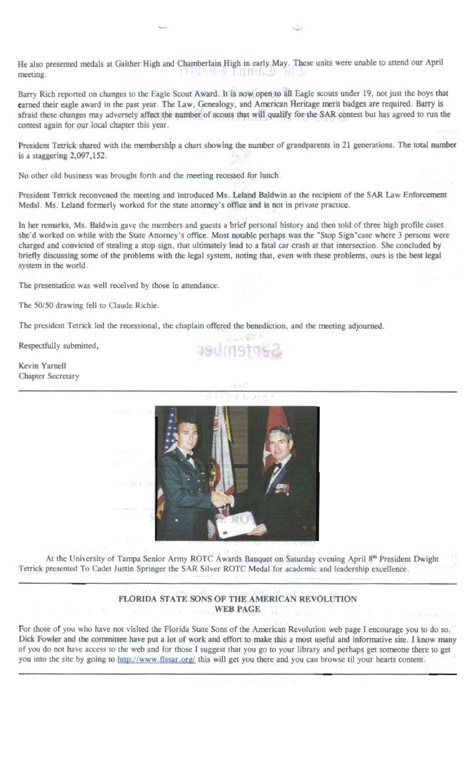He also presented medals at Gaither High and Chamberlain High in early May. These units were unable to attend our April meeting.

Barry Rich reported on changes to the Eagle Scout Award. It is now open to all Eagle scouts under 19, not just the boys that earned their eagle award in the past year. The Law, Genealogy, and American Heritage merit badges are required. Barry is afraid these changes may adversely affect the number of scouts that will qualify for the SAR contest but has agreed to run the contest again for our local chapter this year.

President Tetrick shared with the membership a chart showing the number of grandparents in 21 generations. The total number is a staggering 2,097,152.

No other old business was brought forth and the meeting recessed for lunch.

President Tetrick reconvened the meeting and introduced Ms. Leland Baldwin as the recipient of the SAR Law Enforcement Medal. Ms. Leland formerly worked for the state attorney's office and is not in private practice.

In her remarks, Ms. Baldwin gave the members and guests a brief personal history and then told of three high profile cases she'd worked on while with the State Attorney's office. Most notable perhaps was the "Stop Sign"case where 3 persons were charged and convicted of stealing a stop sign, that ultimately lead to a fatal car crash at that intersection. She concluded by briefly discussing some of the problems with the legal system, noting that, even with these problems, ours is the best legal system in the world.

The presentation was well received by those in attendance.

The 50/50 drawing fell to Claude Richie.

The president Tetrick led the recessional, the chaplain offered the benediction, and the meeting adjourned.

Respectfully submitted,

Kevin Yarnell  
Chapter Secretary

---

At the University of Tampa Senior Army ROTC Awards Banquet on Saturday evening April 8th President Dwight Tetrick presented To Cadet Justin Springer the SAR Silver ROTC Medal for academic and leadership excellence.

---

## FLORIDA STATE SONS OF THE AMERICAN REVOLUTION WEB PAGE

For those of you who have not visited the Florida State Sons of the American Revolution web page I encourage you to do so. Dick Fowler and the committee have put a lot of work and effort to make this a most useful and informative site. I know many of you do not have access to the web and for those I suggest that you go to your library and perhaps get someone there to get you into the site by going to http://www.flssar.org/ this will get you there and you can browse til your hearts content.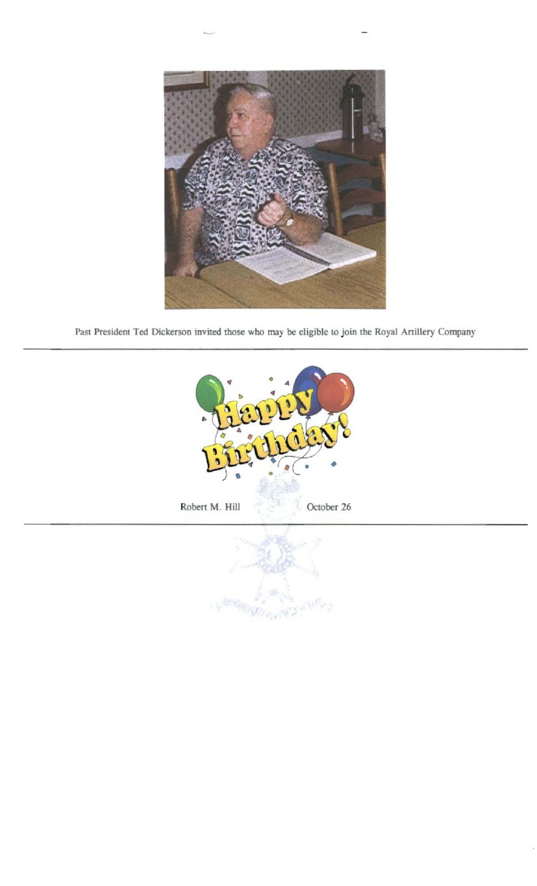Past President Ted Dickerson invited those who may be eligible to join the Royal Artillery Company

---

Happy Birthday!

Robert M. Hill October 26

---